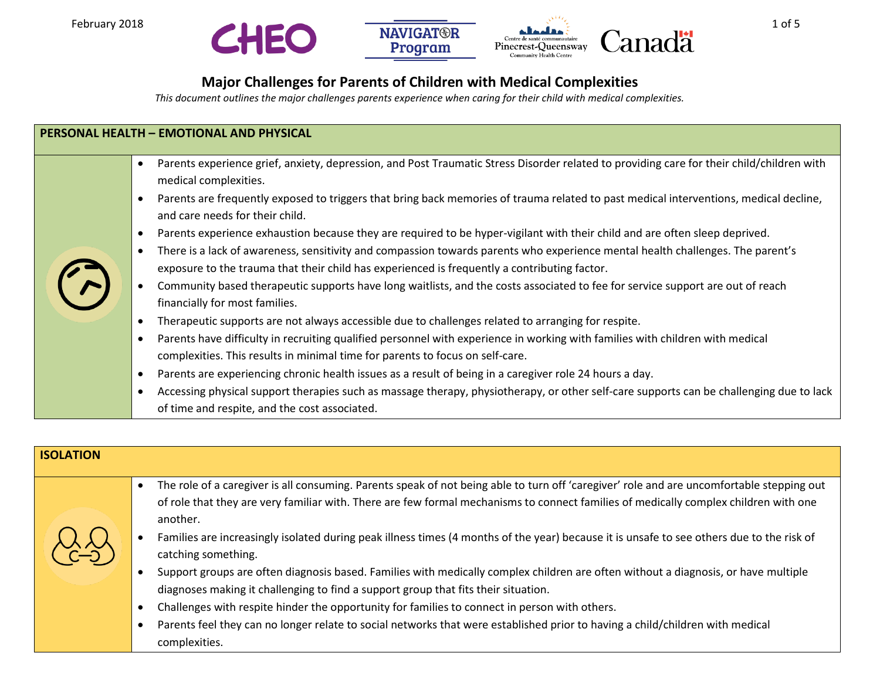February 2018

# Major Challenges for Parents of Children with Medical Complexities

*This document outlines the major challenges parents experience when caring for their child with medical complexities.*

## PERSONAL HEALTH – EMOTIONAL AND PHYSICAL

- Parents experience grief, anxiety, depression, and Post Traumatic Stress Disorder related to providing care for their child/children with medical complexities.
- Parents are frequently exposed to triggers that bring back memories of trauma related to past medical interventions, medical decline, and care needs for their child.
- Parents experience exhaustion because they are required to be hyper-vigilant with their child and are often sleep deprived.
- There is a lack of awareness, sensitivity and compassion towards parents who experience mental health challenges. The parent's exposure to the trauma that their child has experienced is frequently a contributing factor.
- Community based therapeutic supports have long waitlists, and the costs associated to fee for service support are out of reach financially for most families.
- Therapeutic supports are not always accessible due to challenges related to arranging for respite.
- Parents have difficulty in recruiting qualified personnel with experience in working with families with children with medical complexities. This results in minimal time for parents to focus on self-care.
- Parents are experiencing chronic health issues as a result of being in a caregiver role 24 hours a day.
- Accessing physical support therapies such as massage therapy, physiotherapy, or other self-care supports can be challenging due to lack of time and respite, and the cost associated.

## ISOLATION

- The role of a caregiver is all consuming. Parents speak of not being able to turn off 'caregiver' role and are uncomfortable stepping out of role that they are very familiar with. There are few formal mechanisms to connect families of medically complex children with one another.
- Families are increasingly isolated during peak illness times (4 months of the year) because it is unsafe to see others due to the risk of catching something.
- Support groups are often diagnosis based. Families with medically complex children are often without a diagnosis, or have multiple diagnoses making it challenging to find a support group that fits their situation.
- Challenges with respite hinder the opportunity for families to connect in person with others.
- Parents feel they can no longer relate to social networks that were established prior to having a child/children with medical complexities.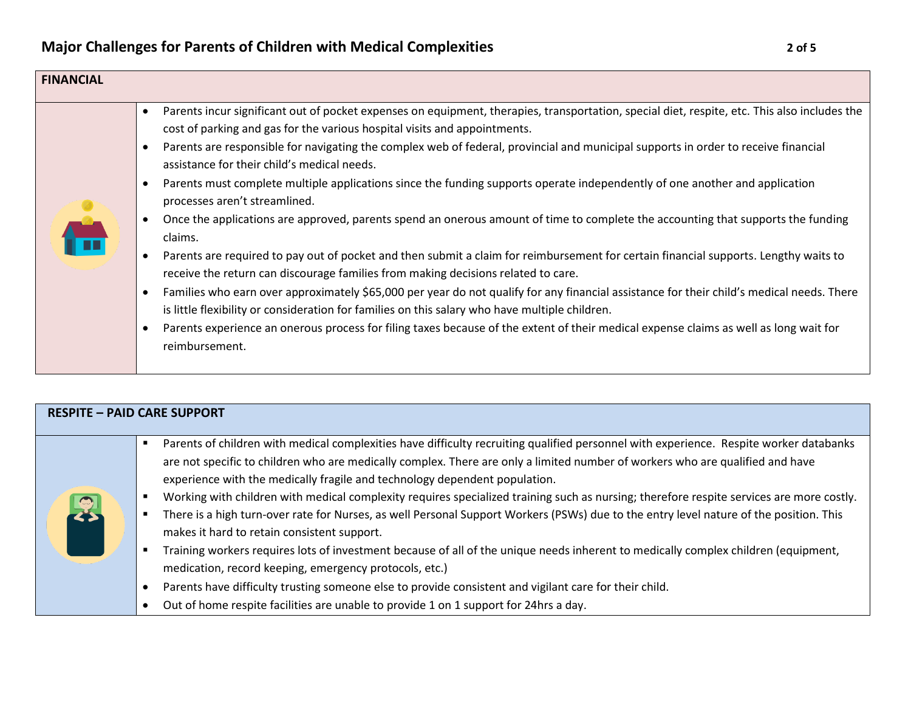## FINANCIAL

- Parents incur significant out of pocket expenses on equipment, therapies, transportation, special diet, respite, etc. This also includes the cost of parking and gas for the various hospital visits and appointments.
- Parents are responsible for navigating the complex web of federal, provincial and municipal supports in order to receive financial assistance for their child's medical needs.
- Parents must complete multiple applications since the funding supports operate independently of one another and application processes aren't streamlined.
- Once the applications are approved, parents spend an onerous amount of time to complete the accounting that supports the funding claims.
- Parents are required to pay out of pocket and then submit a claim for reimbursement for certain financial supports. Lengthy waits to receive the return can discourage families from making decisions related to care.
- Families who earn over approximately $65,000 per year do not qualify for any financial assistance for their child's medical needs. There is little flexibility or consideration for families on this salary who have multiple children.
- Parents experience an onerous process for filing taxes because of the extent of their medical expense claims as well as long wait for reimbursement.

## RESPITE – PAID CARE SUPPORT

- Parents of children with medical complexities have difficulty recruiting qualified personnel with experience. Respite worker databanks are not specific to children who are medically complex. There are only a limited number of workers who are qualified and have experience with the medically fragile and technology dependent population.
- Working with children with medical complexity requires specialized training such as nursing; therefore respite services are more costly.
- There is a high turn-over rate for Nurses, as well Personal Support Workers (PSWs) due to the entry level nature of the position. This makes it hard to retain consistent support.
- Training workers requires lots of investment because of all of the unique needs inherent to medically complex children (equipment, medication, record keeping, emergency protocols, etc.)
- Parents have difficulty trusting someone else to provide consistent and vigilant care for their child.
- Out of home respite facilities are unable to provide 1 on 1 support for 24hrs a day.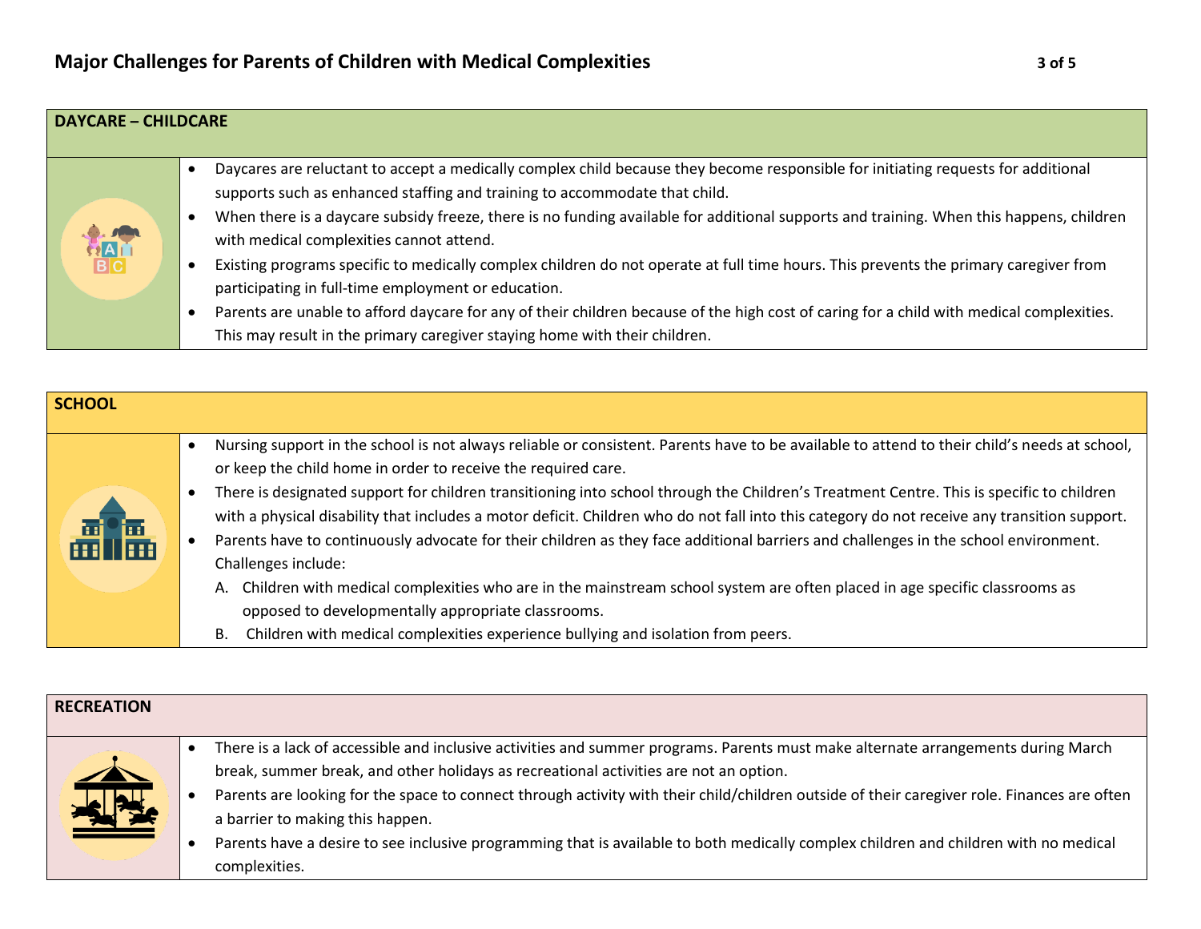# Major Challenges for Parents of Children with Medical Complexities

## DAYCARE – CHILDCARE

- Daycares are reluctant to accept a medically complex child because they become responsible for initiating requests for additional supports such as enhanced staffing and training to accommodate that child.
- When there is a daycare subsidy freeze, there is no funding available for additional supports and training. When this happens, children with medical complexities cannot attend.
- Existing programs specific to medically complex children do not operate at full time hours. This prevents the primary caregiver from participating in full-time employment or education.
- Parents are unable to afford daycare for any of their children because of the high cost of caring for a child with medical complexities. This may result in the primary caregiver staying home with their children.

## SCHOOL

- Nursing support in the school is not always reliable or consistent. Parents have to be available to attend to their child's needs at school, or keep the child home in order to receive the required care.
- There is designated support for children transitioning into school through the Children's Treatment Centre. This is specific to children with a physical disability that includes a motor deficit. Children who do not fall into this category do not receive any transition support.
- Parents have to continuously advocate for their children as they face additional barriers and challenges in the school environment. Challenges include:
  - A. Children with medical complexities who are in the mainstream school system are often placed in age specific classrooms as opposed to developmentally appropriate classrooms.
  - B. Children with medical complexities experience bullying and isolation from peers.

## RECREATION

- There is a lack of accessible and inclusive activities and summer programs. Parents must make alternate arrangements during March break, summer break, and other holidays as recreational activities are not an option.
- Parents are looking for the space to connect through activity with their child/children outside of their caregiver role. Finances are often a barrier to making this happen.
- Parents have a desire to see inclusive programming that is available to both medically complex children and children with no medical complexities.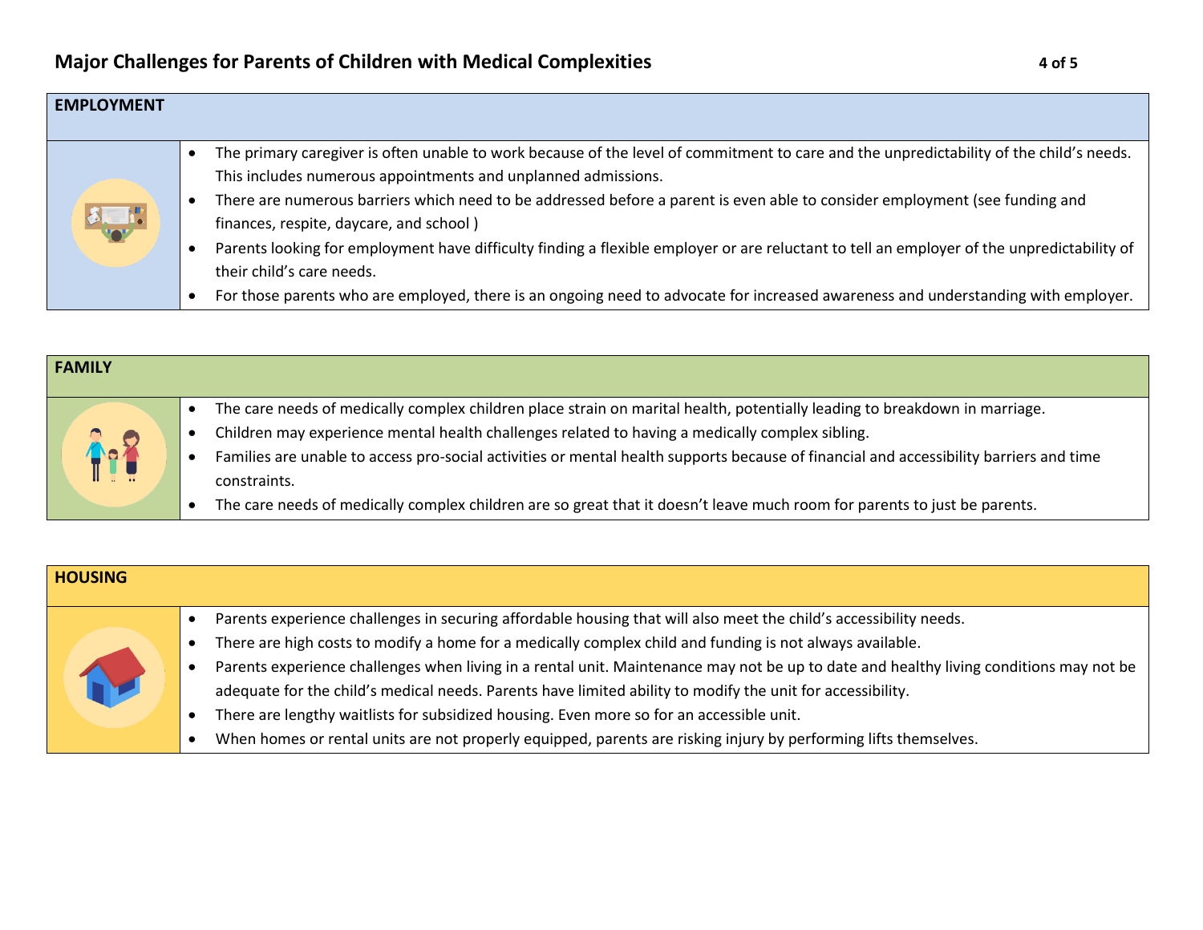# Major Challenges for Parents of Children with Medical Complexities

## EMPLOYMENT

- The primary caregiver is often unable to work because of the level of commitment to care and the unpredictability of the child's needs. This includes numerous appointments and unplanned admissions.
- There are numerous barriers which need to be addressed before a parent is even able to consider employment (see funding and finances, respite, daycare, and school )
- Parents looking for employment have difficulty finding a flexible employer or are reluctant to tell an employer of the unpredictability of their child's care needs.
- For those parents who are employed, there is an ongoing need to advocate for increased awareness and understanding with employer.

## FAMILY

- The care needs of medically complex children place strain on marital health, potentially leading to breakdown in marriage.
- Children may experience mental health challenges related to having a medically complex sibling.
- Families are unable to access pro-social activities or mental health supports because of financial and accessibility barriers and time constraints.
- The care needs of medically complex children are so great that it doesn't leave much room for parents to just be parents.

## HOUSING

- Parents experience challenges in securing affordable housing that will also meet the child's accessibility needs.
- There are high costs to modify a home for a medically complex child and funding is not always available.
- Parents experience challenges when living in a rental unit. Maintenance may not be up to date and healthy living conditions may not be adequate for the child's medical needs. Parents have limited ability to modify the unit for accessibility.
- There are lengthy waitlists for subsidized housing. Even more so for an accessible unit.
- When homes or rental units are not properly equipped, parents are risking injury by performing lifts themselves.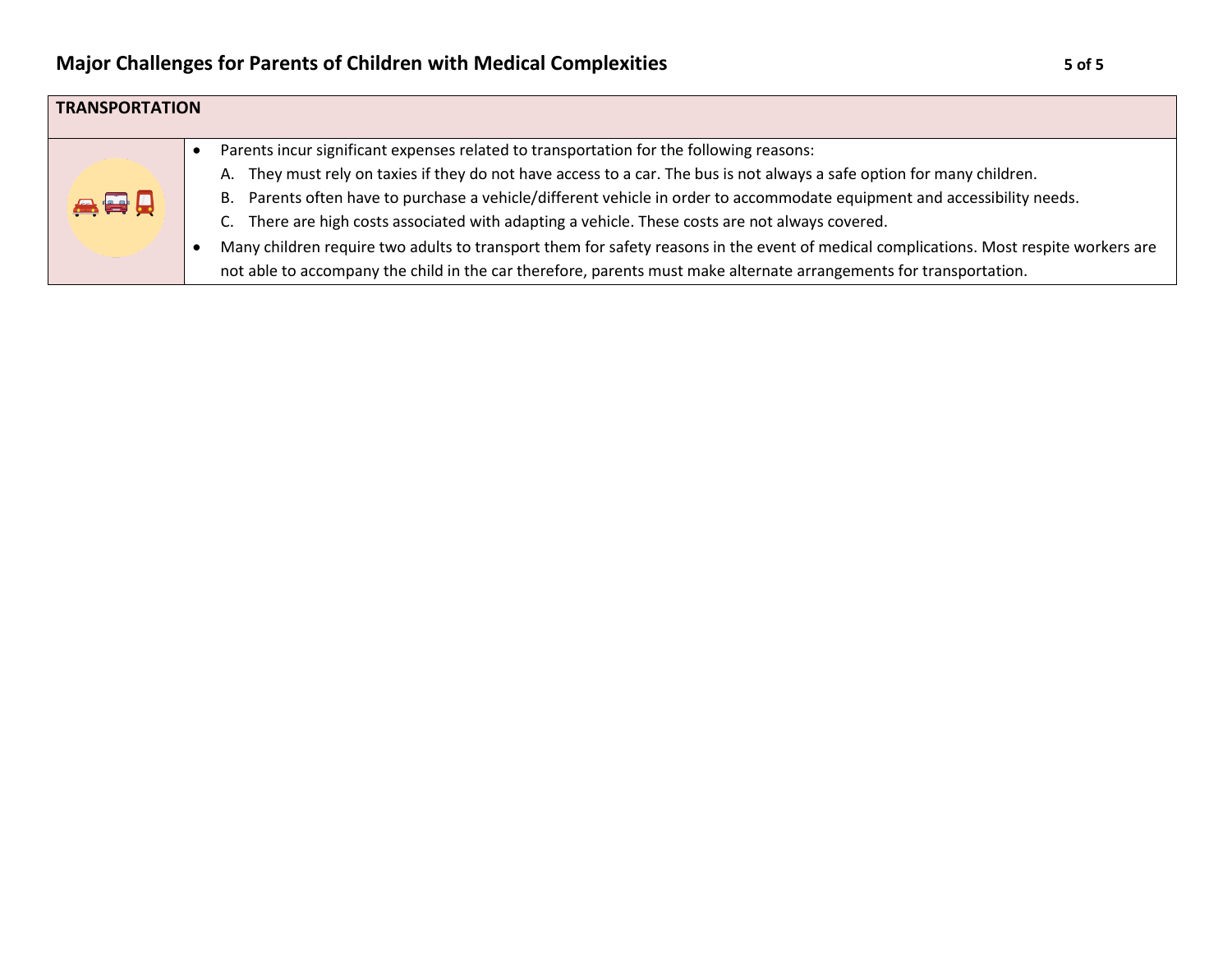| TRANSPORTATION | |
|---|---|
| | • Parents incur significant expenses related to transportation for the following reasons:<br>A. They must rely on taxies if they do not have access to a car. The bus is not always a safe option for many children.<br>B. Parents often have to purchase a vehicle/different vehicle in order to accommodate equipment and accessibility needs.<br>C. There are high costs associated with adapting a vehicle. These costs are not always covered.<br>• Many children require two adults to transport them for safety reasons in the event of medical complications. Most respite workers are not able to accompany the child in the car therefore, parents must make alternate arrangements for transportation. |